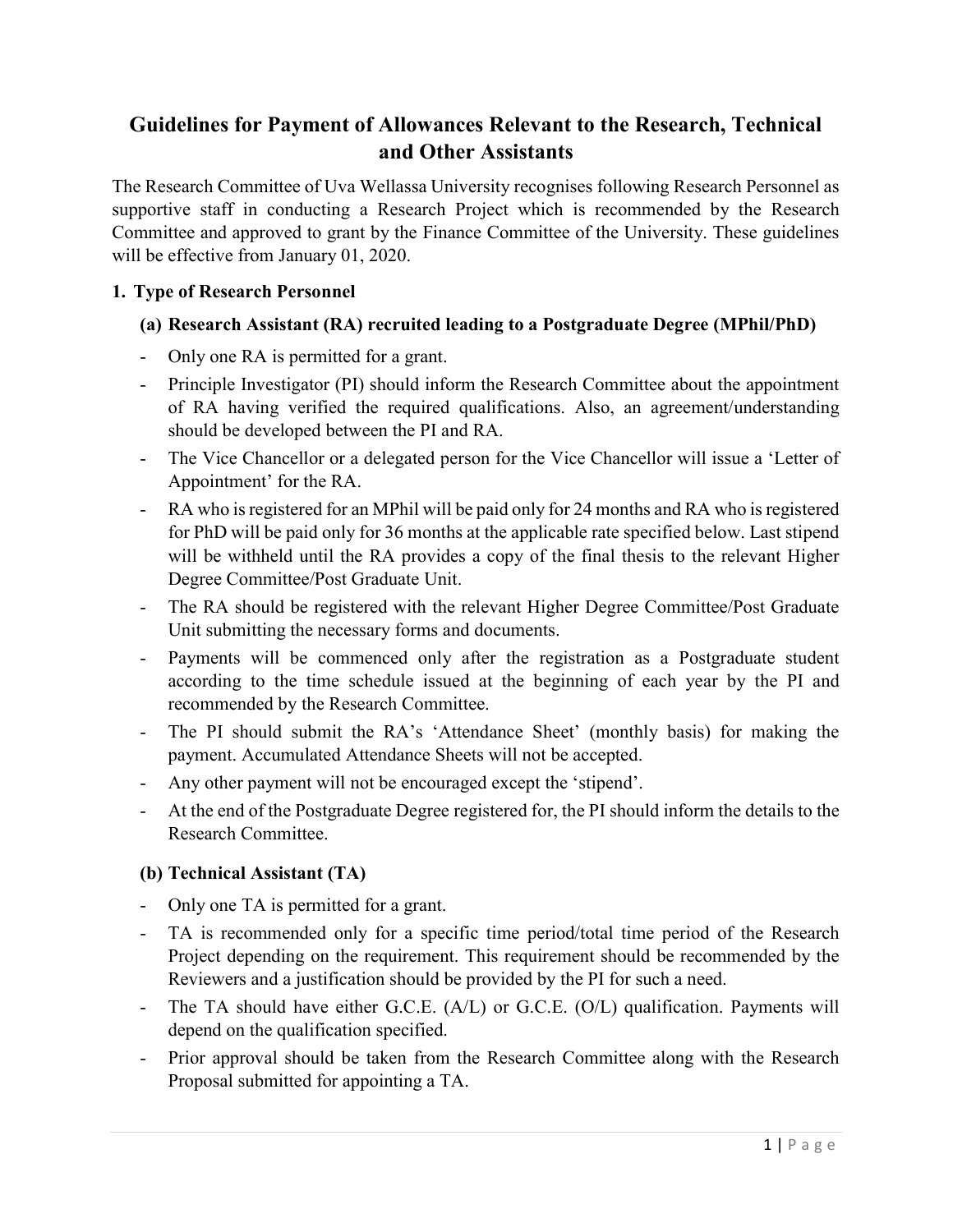# Guidelines for Payment of Allowances Relevant to the Research, Technical and Other Assistants

The Research Committee of Uva Wellassa University recognises following Research Personnel as supportive staff in conducting a Research Project which is recommended by the Research Committee and approved to grant by the Finance Committee of the University. These guidelines will be effective from January 01, 2020.

## 1. Type of Research Personnel

### (a) Research Assistant (RA) recruited leading to a Postgraduate Degree (MPhil/PhD)

- Only one RA is permitted for a grant.
- Principle Investigator (PI) should inform the Research Committee about the appointment of RA having verified the required qualifications. Also, an agreement/understanding should be developed between the PI and RA.
- The Vice Chancellor or a delegated person for the Vice Chancellor will issue a 'Letter of Appointment' for the RA.
- RA who is registered for an MPhil will be paid only for 24 months and RA who is registered for PhD will be paid only for 36 months at the applicable rate specified below. Last stipend will be withheld until the RA provides a copy of the final thesis to the relevant Higher Degree Committee/Post Graduate Unit.
- The RA should be registered with the relevant Higher Degree Committee/Post Graduate Unit submitting the necessary forms and documents.
- Payments will be commenced only after the registration as a Postgraduate student according to the time schedule issued at the beginning of each year by the PI and recommended by the Research Committee.
- The PI should submit the RA's 'Attendance Sheet' (monthly basis) for making the payment. Accumulated Attendance Sheets will not be accepted.
- Any other payment will not be encouraged except the 'stipend'.
- At the end of the Postgraduate Degree registered for, the PI should inform the details to the Research Committee.

### (b) Technical Assistant (TA)

- Only one TA is permitted for a grant.
- TA is recommended only for a specific time period/total time period of the Research Project depending on the requirement. This requirement should be recommended by the Reviewers and a justification should be provided by the PI for such a need.
- The TA should have either G.C.E. (A/L) or G.C.E. (O/L) qualification. Payments will depend on the qualification specified.
- Prior approval should be taken from the Research Committee along with the Research Proposal submitted for appointing a TA.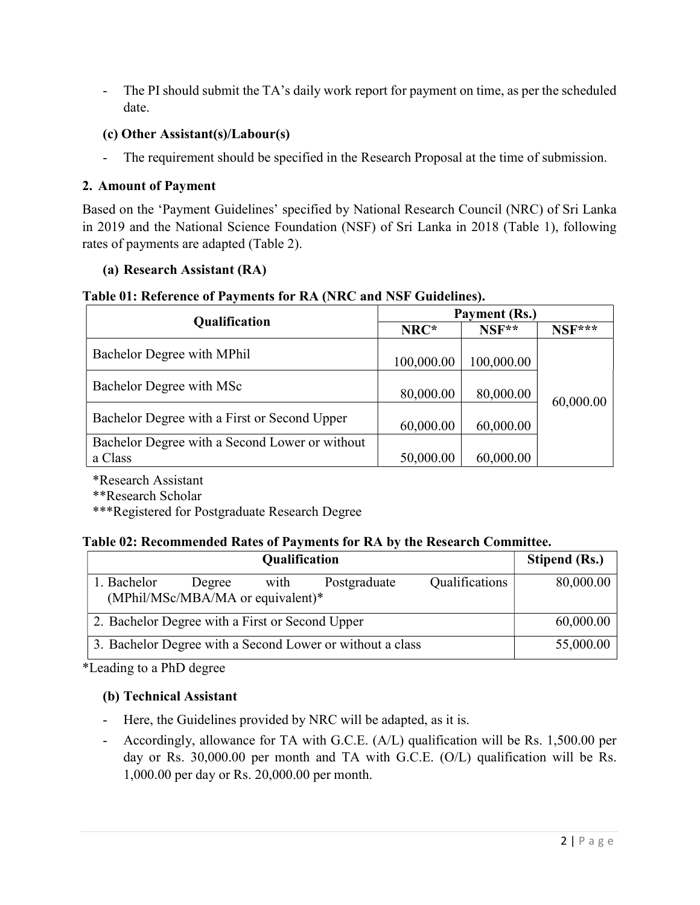- The PI should submit the TA's daily work report for payment on time, as per the scheduled date.

**(c) Other Assistant(s)/Labour(s)**

- The requirement should be specified in the Research Proposal at the time of submission.

## 2. Amount of Payment

Based on the 'Payment Guidelines' specified by National Research Council (NRC) of Sri Lanka in 2019 and the National Science Foundation (NSF) of Sri Lanka in 2018 (Table 1), following rates of payments are adapted (Table 2).

**(a) Research Assistant (RA)**

**Table 01: Reference of Payments for RA (NRC and NSF Guidelines).**

| Qualification | Payment (Rs.) | | |
|---|---|---|---|
| | NRC* | NSF** | NSF*** |
| Bachelor Degree with MPhil | 100,000.00 | 100,000.00 | 60,000.00 |
| Bachelor Degree with MSc | 80,000.00 | 80,000.00 | |
| Bachelor Degree with a First or Second Upper | 60,000.00 | 60,000.00 | |
| Bachelor Degree with a Second Lower or without a Class | 50,000.00 | 60,000.00 | |

*Research Assistant
**Research Scholar
***Registered for Postgraduate Research Degree

**Table 02: Recommended Rates of Payments for RA by the Research Committee.**

| Qualification | Stipend (Rs.) |
|---|---|
| 1. Bachelor Degree with Postgraduate Qualifications (MPhil/MSc/MBA/MA or equivalent)* | 80,000.00 |
| 2. Bachelor Degree with a First or Second Upper | 60,000.00 |
| 3. Bachelor Degree with a Second Lower or without a class | 55,000.00 |

*Leading to a PhD degree

**(b) Technical Assistant**

- Here, the Guidelines provided by NRC will be adapted, as it is.
- Accordingly, allowance for TA with G.C.E. (A/L) qualification will be Rs. 1,500.00 per day or Rs. 30,000.00 per month and TA with G.C.E. (O/L) qualification will be Rs. 1,000.00 per day or Rs. 20,000.00 per month.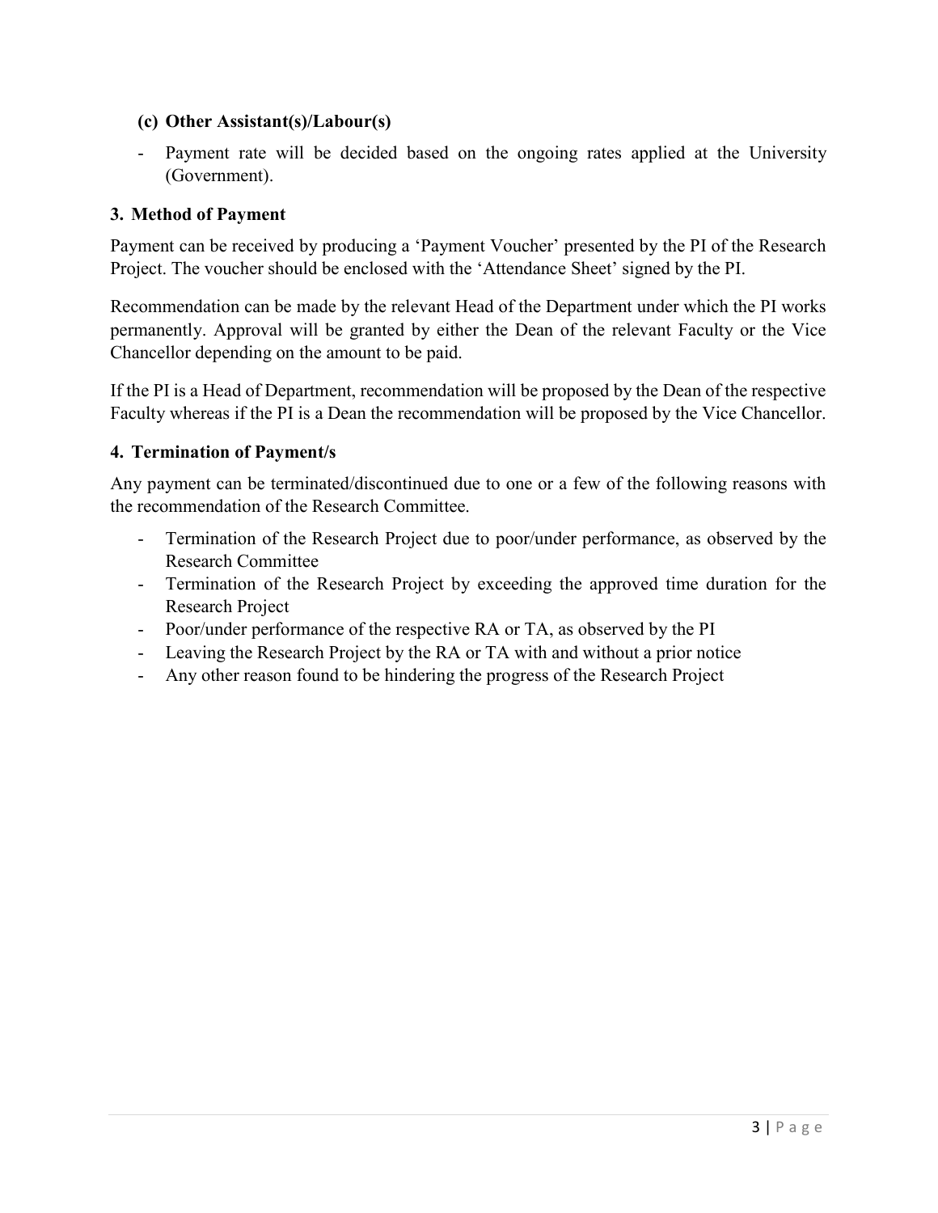### (c) Other Assistant(s)/Labour(s)

- Payment rate will be decided based on the ongoing rates applied at the University (Government).

## 3. Method of Payment

Payment can be received by producing a 'Payment Voucher' presented by the PI of the Research Project. The voucher should be enclosed with the 'Attendance Sheet' signed by the PI.

Recommendation can be made by the relevant Head of the Department under which the PI works permanently. Approval will be granted by either the Dean of the relevant Faculty or the Vice Chancellor depending on the amount to be paid.

If the PI is a Head of Department, recommendation will be proposed by the Dean of the respective Faculty whereas if the PI is a Dean the recommendation will be proposed by the Vice Chancellor.

## 4. Termination of Payment/s

Any payment can be terminated/discontinued due to one or a few of the following reasons with the recommendation of the Research Committee.

- Termination of the Research Project due to poor/under performance, as observed by the Research Committee
- Termination of the Research Project by exceeding the approved time duration for the Research Project
- Poor/under performance of the respective RA or TA, as observed by the PI
- Leaving the Research Project by the RA or TA with and without a prior notice
- Any other reason found to be hindering the progress of the Research Project